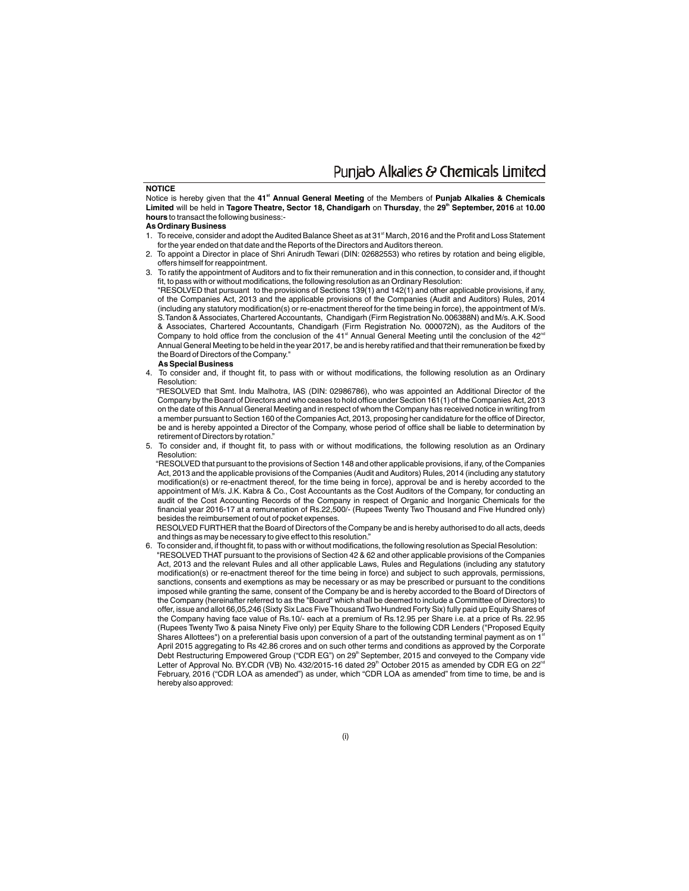## NOTICE

Notice is hereby given that the **41st Annual General Meeting** of the Members of **Punjab Alkalies & Chemicals Limited** will be held in **Tagore Theatre, Sector 18, Chandigarh** on **Thursday**, the **29th September, 2016** at **10.00 hours** to transact the following business:-

**As Ordinary Business**

1. To receive, consider and adopt the Audited Balance Sheet as at 31st March, 2016 and the Profit and Loss Statement for the year ended on that date and the Reports of the Directors and Auditors thereon.
2. To appoint a Director in place of Shri Anirudh Tewari (DIN: 02682553) who retires by rotation and being eligible, offers himself for reappointment.
3. To ratify the appointment of Auditors and to fix their remuneration and in this connection, to consider and, if thought fit, to pass with or without modifications, the following resolution as an Ordinary Resolution:

   "RESOLVED that pursuant to the provisions of Sections 139(1) and 142(1) and other applicable provisions, if any, of the Companies Act, 2013 and the applicable provisions of the Companies (Audit and Auditors) Rules, 2014 (including any statutory modification(s) or re-enactment thereof for the time being in force), the appointment of M/s. S.Tandon & Associates, Chartered Accountants, Chandigarh (Firm Registration No. 006388N) and M/s. A.K.Sood & Associates, Chartered Accountants, Chandigarh (Firm Registration No. 000072N), as the Auditors of the Company to hold office from the conclusion of the 41st Annual General Meeting until the conclusion of the 42nd Annual General Meeting to be held in the year 2017, be and is hereby ratified and that their remuneration be fixed by the Board of Directors of the Company."

**As Special Business**

4. To consider and, if thought fit, to pass with or without modifications, the following resolution as an Ordinary Resolution:

   "RESOLVED that Smt. Indu Malhotra, IAS (DIN: 02986786), who was appointed an Additional Director of the Company by the Board of Directors and who ceases to hold office under Section 161(1) of the Companies Act, 2013 on the date of this Annual General Meeting and in respect of whom the Company has received notice in writing from a member pursuant to Section 160 of the Companies Act, 2013, proposing her candidature for the office of Director, be and is hereby appointed a Director of the Company, whose period of office shall be liable to determination by retirement of Directors by rotation."

5. To consider and, if thought fit, to pass with or without modifications, the following resolution as an Ordinary Resolution:

   "RESOLVED that pursuant to the provisions of Section 148 and other applicable provisions, if any, of the Companies Act, 2013 and the applicable provisions of the Companies (Audit and Auditors) Rules, 2014 (including any statutory modification(s) or re-enactment thereof, for the time being in force), approval be and is hereby accorded to the appointment of M/s. J.K. Kabra & Co., Cost Accountants as the Cost Auditors of the Company, for conducting an audit of the Cost Accounting Records of the Company in respect of Organic and Inorganic Chemicals for the financial year 2016-17 at a remuneration of Rs.22,500/- (Rupees Twenty Two Thousand and Five Hundred only) besides the reimbursement of out of pocket expenses.

   RESOLVED FURTHER that the Board of Directors of the Company be and is hereby authorised to do all acts, deeds and things as may be necessary to give effect to this resolution."

6. To consider and, if thought fit, to pass with or without modifications, the following resolution as Special Resolution:

   "RESOLVED THAT pursuant to the provisions of Section 42 & 62 and other applicable provisions of the Companies Act, 2013 and the relevant Rules and all other applicable Laws, Rules and Regulations (including any statutory modification(s) or re-enactment thereof for the time being in force) and subject to such approvals, permissions, sanctions, consents and exemptions as may be necessary or as may be prescribed or pursuant to the conditions imposed while granting the same, consent of the Company be and is hereby accorded to the Board of Directors of the Company (hereinafter referred to as the "Board" which shall be deemed to include a Committee of Directors) to offer, issue and allot 66,05,246 (Sixty Six Lacs Five Thousand Two Hundred Forty Six) fully paid up Equity Shares of the Company having face value of Rs.10/- each at a premium of Rs.12.95 per Share i.e. at a price of Rs. 22.95 (Rupees Twenty Two & paisa Ninety Five only) per Equity Share to the following CDR Lenders ("Proposed Equity Shares Allottees") on a preferential basis upon conversion of a part of the outstanding terminal payment as on 1st April 2015 aggregating to Rs 42.86 crores and on such other terms and conditions as approved by the Corporate Debt Restructuring Empowered Group ("CDR EG") on 29th September, 2015 and conveyed to the Company vide Letter of Approval No. BY.CDR (VB) No. 432/2015-16 dated 29th October 2015 as amended by CDR EG on 22nd February, 2016 ("CDR LOA as amended") as under, which "CDR LOA as amended" from time to time, be and is hereby also approved: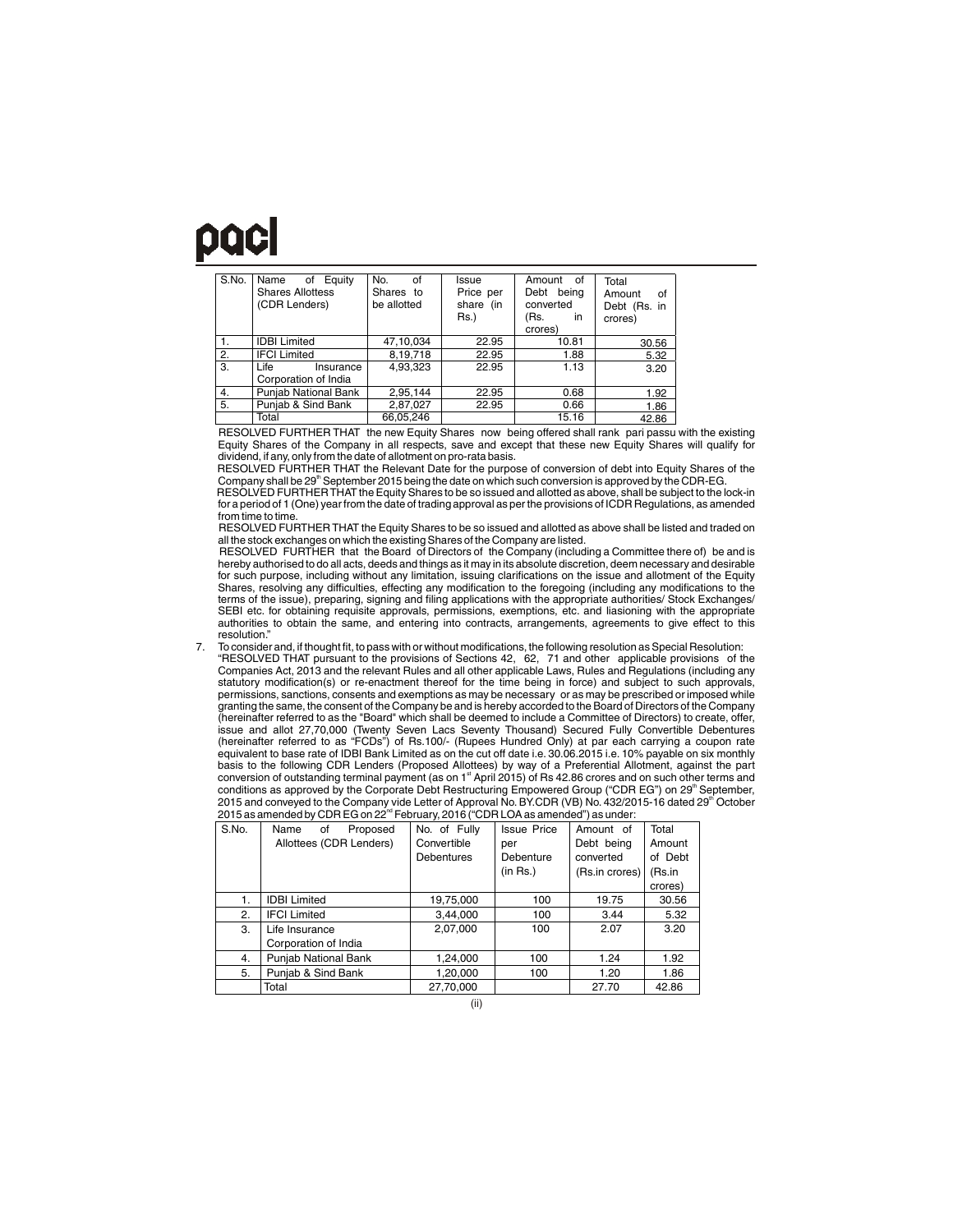| S.No. | Name of Equity Shares Allottess (CDR Lenders) | No. of Shares to be allotted | Issue Price per share (in Rs.) | Amount of Debt being converted (Rs. in crores) | Total Amount of Debt (Rs. in crores) |
|---|---|---|---|---|---|
| 1. | IDBI Limited | 47,10,034 | 22.95 | 10.81 | 30.56 |
| 2. | IFCI Limited | 8,19,718 | 22.95 | 1.88 | 5.32 |
| 3. | Life Insurance Corporation of India | 4,93,323 | 22.95 | 1.13 | 3.20 |
| 4. | Punjab National Bank | 2,95,144 | 22.95 | 0.68 | 1.92 |
| 5. | Punjab & Sind Bank | 2,87,027 | 22.95 | 0.66 | 1.86 |
| | Total | 66,05,246 | | 15.16 | 42.86 |

RESOLVED FURTHER THAT the new Equity Shares now being offered shall rank pari passu with the existing Equity Shares of the Company in all respects, save and except that these new Equity Shares will qualify for dividend, if any, only from the date of allotment on pro-rata basis.

RESOLVED FURTHER THAT the Relevant Date for the purpose of conversion of debt into Equity Shares of the Company shall be 29th September 2015 being the date on which such conversion is approved by the CDR-EG.

RESOLVED FURTHER THAT the Equity Shares to be so issued and allotted as above, shall be subject to the lock-in for a period of 1 (One) year from the date of trading approval as per the provisions of ICDR Regulations, as amended from time to time.

RESOLVED FURTHER THAT the Equity Shares to be so issued and allotted as above shall be listed and traded on all the stock exchanges on which the existing Shares of the Company are listed.

RESOLVED FURTHER that the Board of Directors of the Company (including a Committee there of) be and is hereby authorised to do all acts, deeds and things as it may in its absolute discretion, deem necessary and desirable for such purpose, including without any limitation, issuing clarifications on the issue and allotment of the Equity Shares, resolving any difficulties, effecting any modification to the foregoing (including any modifications to the terms of the issue), preparing, signing and filing applications with the appropriate authorities/ Stock Exchanges/ SEBI etc. for obtaining requisite approvals, permissions, exemptions, etc. and liasioning with the appropriate authorities to obtain the same, and entering into contracts, arrangements, agreements to give effect to this resolution."

7. To consider and, if thought fit, to pass with or without modifications, the following resolution as Special Resolution:

"RESOLVED THAT pursuant to the provisions of Sections 42, 62, 71 and other applicable provisions of the Companies Act, 2013 and the relevant Rules and all other applicable Laws, Rules and Regulations (including any statutory modification(s) or re-enactment thereof for the time being in force) and subject to such approvals, permissions, sanctions, consents and exemptions as may be necessary or as may be prescribed or imposed while granting the same, the consent of the Company be and is hereby accorded to the Board of Directors of the Company (hereinafter referred to as the "Board" which shall be deemed to include a Committee of Directors) to create, offer, issue and allot 27,70,000 (Twenty Seven Lacs Seventy Thousand) Secured Fully Convertible Debentures (hereinafter referred to as "FCDs") of Rs.100/- (Rupees Hundred Only) at par each carrying a coupon rate equivalent to base rate of IDBI Bank Limited as on the cut off date i.e. 30.06.2015 i.e. 10% payable on six monthly basis to the following CDR Lenders (Proposed Allottees) by way of a Preferential Allotment, against the part conversion of outstanding terminal payment (as on 1st April 2015) of Rs 42.86 crores and on such other terms and conditions as approved by the Corporate Debt Restructuring Empowered Group ("CDR EG") on 29th September, 2015 and conveyed to the Company vide Letter of Approval No. BY.CDR (VB) No. 432/2015-16 dated 29th October 2015 as amended by CDR EG on 22nd February, 2016 ("CDR LOA as amended") as under:

| S.No. | Name of Proposed Allottees (CDR Lenders) | No. of Fully Convertible Debentures | Issue Price per Debenture (in Rs.) | Amount of Debt being converted (Rs.in crores) | Total Amount of Debt (Rs.in crores) |
|---|---|---|---|---|---|
| 1. | IDBI Limited | 19,75,000 | 100 | 19.75 | 30.56 |
| 2. | IFCI Limited | 3,44,000 | 100 | 3.44 | 5.32 |
| 3. | Life Insurance Corporation of India | 2,07,000 | 100 | 2.07 | 3.20 |
| 4. | Punjab National Bank | 1,24,000 | 100 | 1.24 | 1.92 |
| 5. | Punjab & Sind Bank | 1,20,000 | 100 | 1.20 | 1.86 |
| | Total | 27,70,000 | | 27.70 | 42.86 |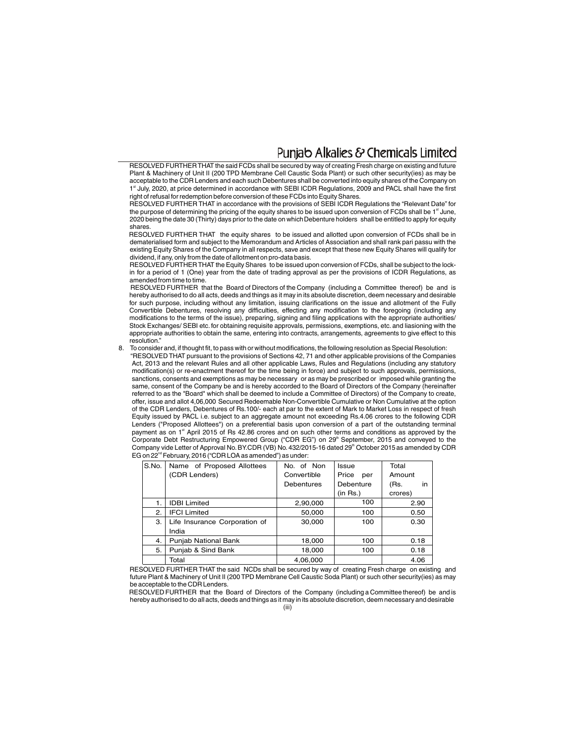RESOLVED FURTHER THAT the said FCDs shall be secured by way of creating Fresh charge on existing and future Plant & Machinery of Unit II (200 TPD Membrane Cell Caustic Soda Plant) or such other security(ies) as may be acceptable to the CDR Lenders and each such Debentures shall be converted into equity shares of the Company on 1st July, 2020, at price determined in accordance with SEBI ICDR Regulations, 2009 and PACL shall have the first right of refusal for redemption before conversion of these FCDs into Equity Shares.

RESOLVED FURTHER THAT in accordance with the provisions of SEBI ICDR Regulations the "Relevant Date" for the purpose of determining the pricing of the equity shares to be issued upon conversion of FCDs shall be 1st June, 2020 being the date 30 (Thirty) days prior to the date on which Debenture holders shall be entitled to apply for equity shares.

RESOLVED FURTHER THAT the equity shares to be issued and allotted upon conversion of FCDs shall be in dematerialised form and subject to the Memorandum and Articles of Association and shall rank pari passu with the existing Equity Shares of the Company in all respects, save and except that these new Equity Shares will qualify for dividend, if any, only from the date of allotment on pro-data basis.

RESOLVED FURTHER THAT the Equity Shares to be issued upon conversion of FCDs, shall be subject to the lock-in for a period of 1 (One) year from the date of trading approval as per the provisions of ICDR Regulations, as amended from time to time.

RESOLVED FURTHER that the Board of Directors of the Company (including a Committee thereof) be and is hereby authorised to do all acts, deeds and things as it may in its absolute discretion, deem necessary and desirable for such purpose, including without any limitation, issuing clarifications on the issue and allotment of the Fully Convertible Debentures, resolving any difficulties, effecting any modification to the foregoing (including any modifications to the terms of the issue), preparing, signing and filing applications with the appropriate authorities/ Stock Exchanges/ SEBI etc. for obtaining requisite approvals, permissions, exemptions, etc. and liasioning with the appropriate authorities to obtain the same, entering into contracts, arrangements, agreements to give effect to this resolution."

8. To consider and, if thought fit, to pass with or without modifications, the following resolution as Special Resolution:

"RESOLVED THAT pursuant to the provisions of Sections 42, 71 and other applicable provisions of the Companies Act, 2013 and the relevant Rules and all other applicable Laws, Rules and Regulations (including any statutory modification(s) or re-enactment thereof for the time being in force) and subject to such approvals, permissions, sanctions, consents and exemptions as may be necessary or as may be prescribed or imposed while granting the same, consent of the Company be and is hereby accorded to the Board of Directors of the Company (hereinafter referred to as the "Board" which shall be deemed to include a Committee of Directors) of the Company to create, offer, issue and allot 4,06,000 Secured Redeemable Non-Convertible Cumulative or Non Cumulative at the option of the CDR Lenders, Debentures of Rs.100/- each at par to the extent of Mark to Market Loss in respect of fresh Equity issued by PACL i.e. subject to an aggregate amount not exceeding Rs.4.06 crores to the following CDR Lenders ("Proposed Allottees") on a preferential basis upon conversion of a part of the outstanding terminal payment as on 1st April 2015 of Rs 42.86 crores and on such other terms and conditions as approved by the Corporate Debt Restructuring Empowered Group ("CDR EG") on 29th September, 2015 and conveyed to the Company vide Letter of Approval No. BY.CDR (VB) No. 432/2015-16 dated 29th October 2015 as amended by CDR EG on 22nd February, 2016 ("CDR LOA as amended") as under:

| S.No. | Name of Proposed Allottees (CDR Lenders) | No. of Non Convertible Debentures | Issue Price per Debenture (in Rs.) | Total Amount (Rs. in crores) |
|---|---|---|---|---|
| 1. | IDBI Limited | 2,90,000 | 100 | 2.90 |
| 2. | IFCI Limited | 50,000 | 100 | 0.50 |
| 3. | Life Insurance Corporation of India | 30,000 | 100 | 0.30 |
| 4. | Punjab National Bank | 18,000 | 100 | 0.18 |
| 5. | Punjab & Sind Bank | 18,000 | 100 | 0.18 |
| | Total | 4,06,000 | | 4.06 |

RESOLVED FURTHER THAT the said NCDs shall be secured by way of creating Fresh charge on existing and future Plant & Machinery of Unit II (200 TPD Membrane Cell Caustic Soda Plant) or such other security(ies) as may be acceptable to the CDR Lenders.

RESOLVED FURTHER that the Board of Directors of the Company (including a Committee thereof) be and is hereby authorised to do all acts, deeds and things as it may in its absolute discretion, deem necessary and desirable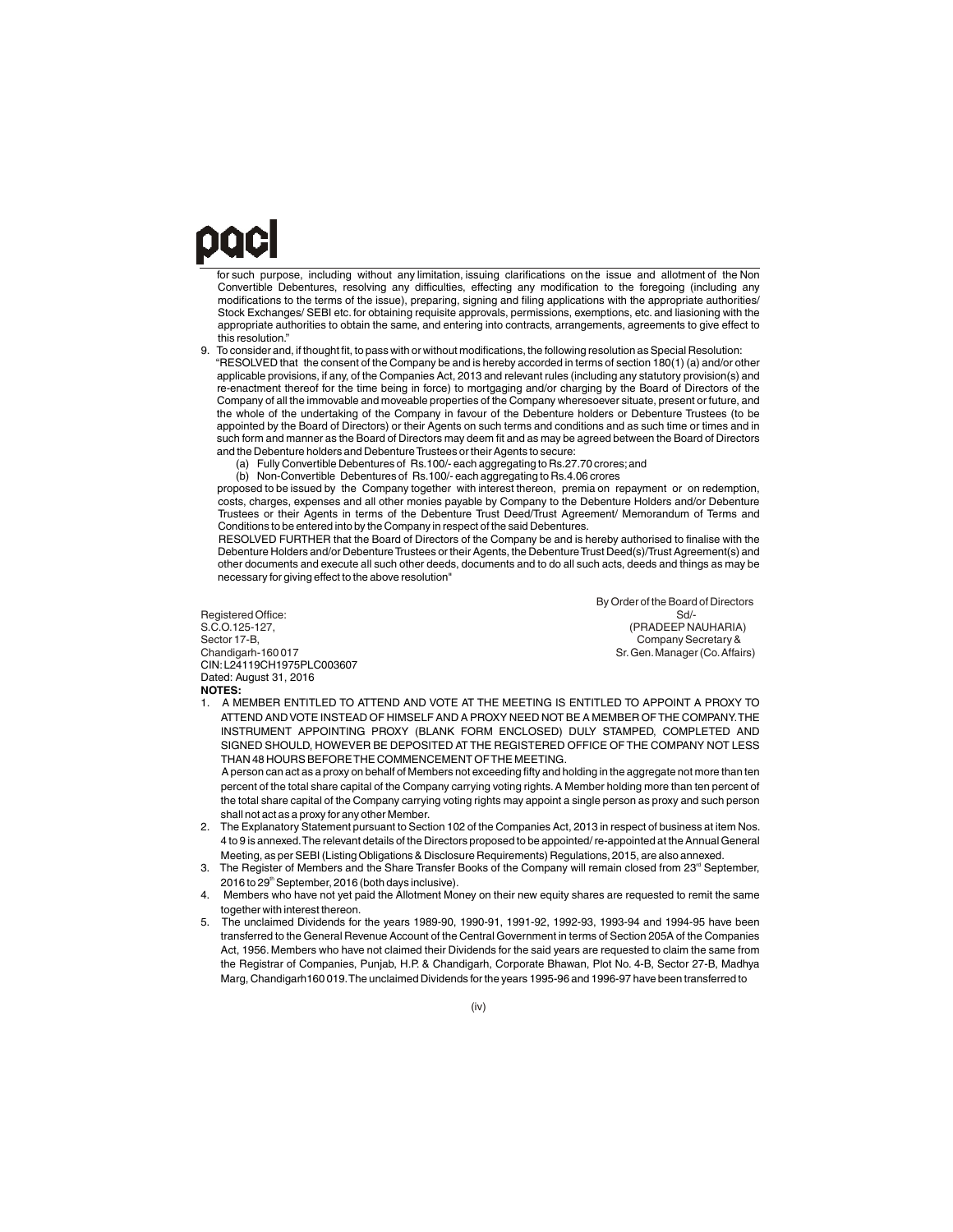for such purpose, including without any limitation, issuing clarifications on the issue and allotment of the Non Convertible Debentures, resolving any difficulties, effecting any modification to the foregoing (including any modifications to the terms of the issue), preparing, signing and filing applications with the appropriate authorities/ Stock Exchanges/ SEBI etc. for obtaining requisite approvals, permissions, exemptions, etc. and liasioning with the appropriate authorities to obtain the same, and entering into contracts, arrangements, agreements to give effect to this resolution."

9. To consider and, if thought fit, to pass with or without modifications, the following resolution as Special Resolution:

"RESOLVED that the consent of the Company be and is hereby accorded in terms of section 180(1) (a) and/or other applicable provisions, if any, of the Companies Act, 2013 and relevant rules (including any statutory provision(s) and re-enactment thereof for the time being in force) to mortgaging and/or charging by the Board of Directors of the Company of all the immovable and moveable properties of the Company wheresoever situate, present or future, and the whole of the undertaking of the Company in favour of the Debenture holders or Debenture Trustees (to be appointed by the Board of Directors) or their Agents on such terms and conditions and as such time or times and in such form and manner as the Board of Directors may deem fit and as may be agreed between the Board of Directors and the Debenture holders and Debenture Trustees or their Agents to secure:

(a) Fully Convertible Debentures of Rs.100/- each aggregating to Rs.27.70 crores; and

(b) Non-Convertible Debentures of Rs.100/- each aggregating to Rs.4.06 crores

proposed to be issued by the Company together with interest thereon, premia on repayment or on redemption, costs, charges, expenses and all other monies payable by Company to the Debenture Holders and/or Debenture Trustees or their Agents in terms of the Debenture Trust Deed/Trust Agreement/ Memorandum of Terms and Conditions to be entered into by the Company in respect of the said Debentures.

RESOLVED FURTHER that the Board of Directors of the Company be and is hereby authorised to finalise with the Debenture Holders and/or Debenture Trustees or their Agents, the Debenture Trust Deed(s)/Trust Agreement(s) and other documents and execute all such other deeds, documents and to do all such acts, deeds and things as may be necessary for giving effect to the above resolution"

By Order of the Board of Directors
Sd/-
(PRADEEP NAUHARIA)
Company Secretary &
Sr. Gen. Manager (Co. Affairs)

Registered Office:
S.C.O.125-127,
Sector 17-B,
Chandigarh-160 017
CIN: L24119CH1975PLC003607
Dated: August 31, 2016

**NOTES:**

1. A MEMBER ENTITLED TO ATTEND AND VOTE AT THE MEETING IS ENTITLED TO APPOINT A PROXY TO ATTEND AND VOTE INSTEAD OF HIMSELF AND A PROXY NEED NOT BE A MEMBER OF THE COMPANY. THE INSTRUMENT APPOINTING PROXY (BLANK FORM ENCLOSED) DULY STAMPED, COMPLETED AND SIGNED SHOULD, HOWEVER BE DEPOSITED AT THE REGISTERED OFFICE OF THE COMPANY NOT LESS THAN 48 HOURS BEFORE THE COMMENCEMENT OF THE MEETING.

   A person can act as a proxy on behalf of Members not exceeding fifty and holding in the aggregate not more than ten percent of the total share capital of the Company carrying voting rights. A Member holding more than ten percent of the total share capital of the Company carrying voting rights may appoint a single person as proxy and such person shall not act as a proxy for any other Member.

2. The Explanatory Statement pursuant to Section 102 of the Companies Act, 2013 in respect of business at item Nos. 4 to 9 is annexed. The relevant details of the Directors proposed to be appointed/ re-appointed at the Annual General Meeting, as per SEBI (Listing Obligations & Disclosure Requirements) Regulations, 2015, are also annexed.

3. The Register of Members and the Share Transfer Books of the Company will remain closed from 23rd September, 2016 to 29th September, 2016 (both days inclusive).

4. Members who have not yet paid the Allotment Money on their new equity shares are requested to remit the same together with interest thereon.

5. The unclaimed Dividends for the years 1989-90, 1990-91, 1991-92, 1992-93, 1993-94 and 1994-95 have been transferred to the General Revenue Account of the Central Government in terms of Section 205A of the Companies Act, 1956. Members who have not claimed their Dividends for the said years are requested to claim the same from the Registrar of Companies, Punjab, H.P. & Chandigarh, Corporate Bhawan, Plot No. 4-B, Sector 27-B, Madhya Marg, Chandigarh160 019. The unclaimed Dividends for the years 1995-96 and 1996-97 have been transferred to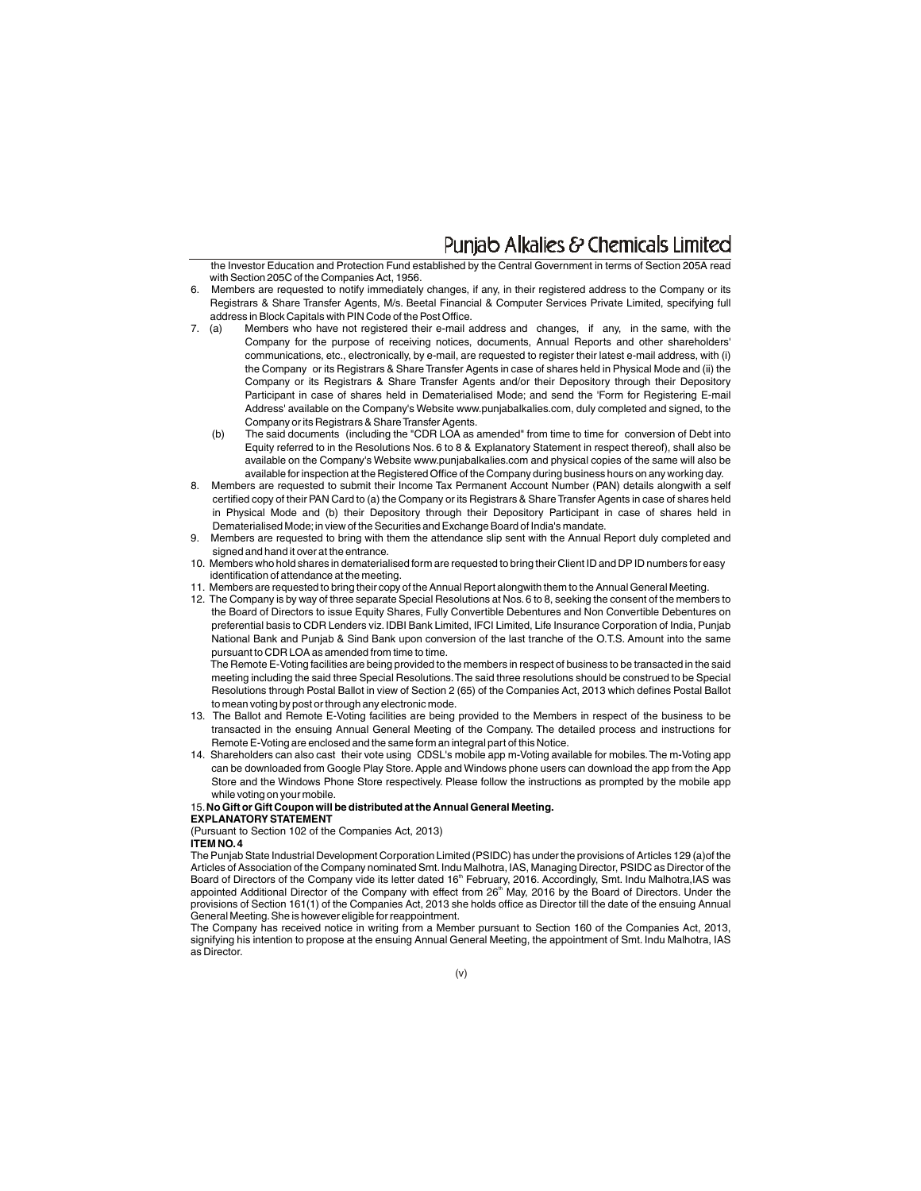the Investor Education and Protection Fund established by the Central Government in terms of Section 205A read with Section 205C of the Companies Act, 1956.

6. Members are requested to notify immediately changes, if any, in their registered address to the Company or its Registrars & Share Transfer Agents, M/s. Beetal Financial & Computer Services Private Limited, specifying full address in Block Capitals with PIN Code of the Post Office.

7. (a) Members who have not registered their e-mail address and changes, if any, in the same, with the Company for the purpose of receiving notices, documents, Annual Reports and other shareholders' communications, etc., electronically, by e-mail, are requested to register their latest e-mail address, with (i) the Company or its Registrars & Share Transfer Agents in case of shares held in Physical Mode and (ii) the Company or its Registrars & Share Transfer Agents and/or their Depository through their Depository Participant in case of shares held in Dematerialised Mode; and send the 'Form for Registering E-mail Address' available on the Company's Website www.punjabalkalies.com, duly completed and signed, to the Company or its Registrars & Share Transfer Agents.

   (b) The said documents (including the "CDR LOA as amended" from time to time for conversion of Debt into Equity referred to in the Resolutions Nos. 6 to 8 & Explanatory Statement in respect thereof), shall also be available on the Company's Website www.punjabalkalies.com and physical copies of the same will also be available for inspection at the Registered Office of the Company during business hours on any working day.

8. Members are requested to submit their Income Tax Permanent Account Number (PAN) details alongwith a self certified copy of their PAN Card to (a) the Company or its Registrars & Share Transfer Agents in case of shares held in Physical Mode and (b) their Depository through their Depository Participant in case of shares held in Dematerialised Mode; in view of the Securities and Exchange Board of India's mandate.

9. Members are requested to bring with them the attendance slip sent with the Annual Report duly completed and signed and hand it over at the entrance.

10. Members who hold shares in dematerialised form are requested to bring their Client ID and DP ID numbers for easy identification of attendance at the meeting.

11. Members are requested to bring their copy of the Annual Report alongwith them to the Annual General Meeting.

12. The Company is by way of three separate Special Resolutions at Nos. 6 to 8, seeking the consent of the members to the Board of Directors to issue Equity Shares, Fully Convertible Debentures and Non Convertible Debentures on preferential basis to CDR Lenders viz. IDBI Bank Limited, IFCI Limited, Life Insurance Corporation of India, Punjab National Bank and Punjab & Sind Bank upon conversion of the last tranche of the O.T.S. Amount into the same pursuant to CDR LOA as amended from time to time.

    The Remote E-Voting facilities are being provided to the members in respect of business to be transacted in the said meeting including the said three Special Resolutions. The said three resolutions should be construed to be Special Resolutions through Postal Ballot in view of Section 2 (65) of the Companies Act, 2013 which defines Postal Ballot to mean voting by post or through any electronic mode.

13. The Ballot and Remote E-Voting facilities are being provided to the Members in respect of the business to be transacted in the ensuing Annual General Meeting of the Company. The detailed process and instructions for Remote E-Voting are enclosed and the same form an integral part of this Notice.

14. Shareholders can also cast their vote using CDSL's mobile app m-Voting available for mobiles. The m-Voting app can be downloaded from Google Play Store. Apple and Windows phone users can download the app from the App Store and the Windows Phone Store respectively. Please follow the instructions as prompted by the mobile app while voting on your mobile.

15. **No Gift or Gift Coupon will be distributed at the Annual General Meeting.**

**EXPLANATORY STATEMENT**

(Pursuant to Section 102 of the Companies Act, 2013)

**ITEM NO. 4**

The Punjab State Industrial Development Corporation Limited (PSIDC) has under the provisions of Articles 129 (a)of the Articles of Association of the Company nominated Smt. Indu Malhotra, IAS, Managing Director, PSIDC as Director of the Board of Directors of the Company vide its letter dated 16th February, 2016. Accordingly, Smt. Indu Malhotra,IAS was appointed Additional Director of the Company with effect from 26th May, 2016 by the Board of Directors. Under the provisions of Section 161(1) of the Companies Act, 2013 she holds office as Director till the date of the ensuing Annual General Meeting. She is however eligible for reappointment.

The Company has received notice in writing from a Member pursuant to Section 160 of the Companies Act, 2013, signifying his intention to propose at the ensuing Annual General Meeting, the appointment of Smt. Indu Malhotra, IAS as Director.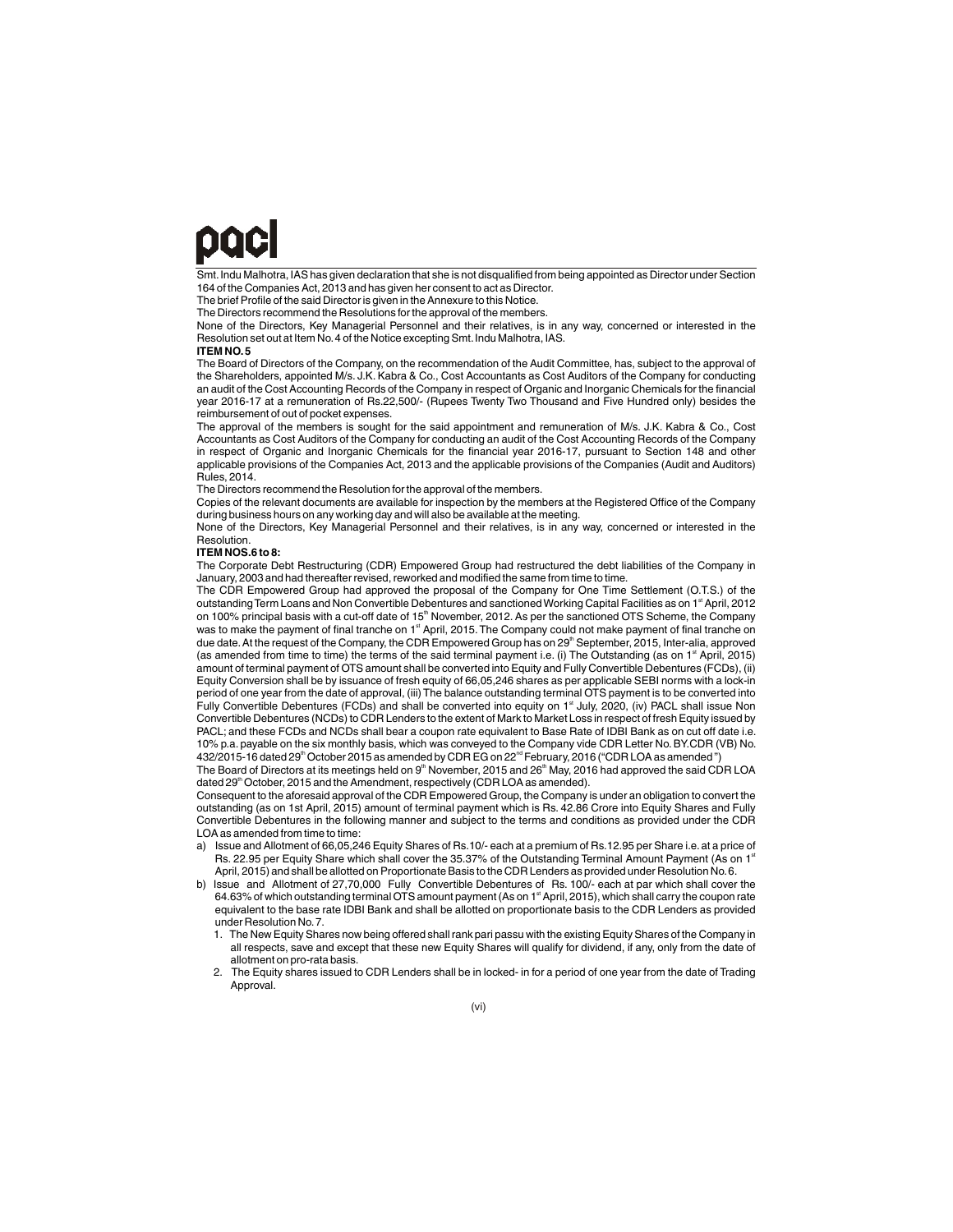Smt. Indu Malhotra, IAS has given declaration that she is not disqualified from being appointed as Director under Section 164 of the Companies Act, 2013 and has given her consent to act as Director.

The brief Profile of the said Director is given in the Annexure to this Notice.

The Directors recommend the Resolutions for the approval of the members.

None of the Directors, Key Managerial Personnel and their relatives, is in any way, concerned or interested in the Resolution set out at Item No.4 of the Notice excepting Smt. Indu Malhotra, IAS.

**ITEM NO. 5**

The Board of Directors of the Company, on the recommendation of the Audit Committee, has, subject to the approval of the Shareholders, appointed M/s. J.K. Kabra & Co., Cost Accountants as Cost Auditors of the Company for conducting an audit of the Cost Accounting Records of the Company in respect of Organic and Inorganic Chemicals for the financial year 2016-17 at a remuneration of Rs.22,500/- (Rupees Twenty Two Thousand and Five Hundred only) besides the reimbursement of out of pocket expenses.

The approval of the members is sought for the said appointment and remuneration of M/s. J.K. Kabra & Co., Cost Accountants as Cost Auditors of the Company for conducting an audit of the Cost Accounting Records of the Company in respect of Organic and Inorganic Chemicals for the financial year 2016-17, pursuant to Section 148 and other applicable provisions of the Companies Act, 2013 and the applicable provisions of the Companies (Audit and Auditors) Rules, 2014.

The Directors recommend the Resolution for the approval of the members.

Copies of the relevant documents are available for inspection by the members at the Registered Office of the Company during business hours on any working day and will also be available at the meeting.

None of the Directors, Key Managerial Personnel and their relatives, is in any way, concerned or interested in the Resolution.

**ITEM NOS.6 to 8:**

The Corporate Debt Restructuring (CDR) Empowered Group had restructured the debt liabilities of the Company in January, 2003 and had thereafter revised, reworked and modified the same from time to time.

The CDR Empowered Group had approved the proposal of the Company for One Time Settlement (O.T.S.) of the outstanding Term Loans and Non Convertible Debentures and sanctioned Working Capital Facilities as on 1st April, 2012 on 100% principal basis with a cut-off date of 15th November, 2012. As per the sanctioned OTS Scheme, the Company was to make the payment of final tranche on 1st April, 2015. The Company could not make payment of final tranche on due date. At the request of the Company, the CDR Empowered Group has on 29th September, 2015, Inter-alia, approved (as amended from time to time) the terms of the said terminal payment i.e. (i) The Outstanding (as on 1st April, 2015) amount of terminal payment of OTS amount shall be converted into Equity and Fully Convertible Debentures (FCDs), (ii) Equity Conversion shall be by issuance of fresh equity of 66,05,246 shares as per applicable SEBI norms with a lock-in period of one year from the date of approval, (iii) The balance outstanding terminal OTS payment is to be converted into Fully Convertible Debentures (FCDs) and shall be converted into equity on 1st July, 2020, (iv) PACL shall issue Non Convertible Debentures (NCDs) to CDR Lenders to the extent of Mark to Market Loss in respect of fresh Equity issued by PACL; and these FCDs and NCDs shall bear a coupon rate equivalent to Base Rate of IDBI Bank as on cut off date i.e. 10% p.a. payable on the six monthly basis, which was conveyed to the Company vide CDR Letter No. BY.CDR (VB) No. 432/2015-16 dated 29th October 2015 as amended by CDR EG on 22nd February, 2016 ("CDR LOA as amended")

The Board of Directors at its meetings held on 9th November, 2015 and 26th May, 2016 had approved the said CDR LOA dated 29th October, 2015 and the Amendment, respectively (CDR LOA as amended).

Consequent to the aforesaid approval of the CDR Empowered Group, the Company is under an obligation to convert the outstanding (as on 1st April, 2015) amount of terminal payment which is Rs. 42.86 Crore into Equity Shares and Fully Convertible Debentures in the following manner and subject to the terms and conditions as provided under the CDR LOA as amended from time to time:

a) Issue and Allotment of 66,05,246 Equity Shares of Rs.10/- each at a premium of Rs.12.95 per Share i.e. at a price of Rs. 22.95 per Equity Share which shall cover the 35.37% of the Outstanding Terminal Amount Payment (As on 1st April, 2015) and shall be allotted on Proportionate Basis to the CDR Lenders as provided under Resolution No.6.

b) Issue and Allotment of 27,70,000 Fully Convertible Debentures of Rs. 100/- each at par which shall cover the 64.63% of which outstanding terminal OTS amount payment (As on 1st April, 2015), which shall carry the coupon rate equivalent to the base rate IDBI Bank and shall be allotted on proportionate basis to the CDR Lenders as provided under Resolution No. 7.

   1. The New Equity Shares now being offered shall rank pari passu with the existing Equity Shares of the Company in all respects, save and except that these new Equity Shares will qualify for dividend, if any, only from the date of allotment on pro-rata basis.
   2. The Equity shares issued to CDR Lenders shall be in locked- in for a period of one year from the date of Trading Approval.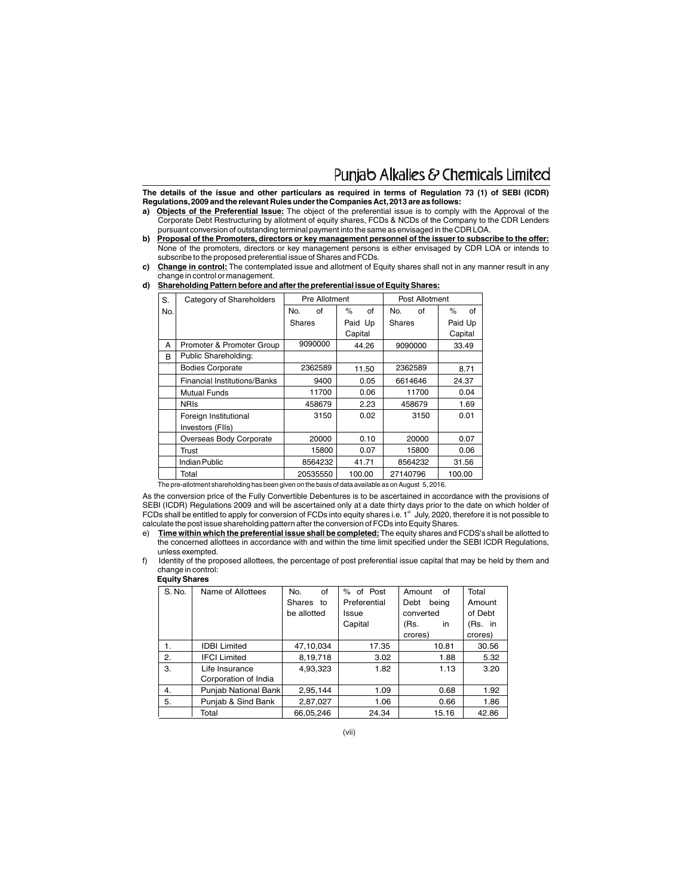**The details of the issue and other particulars as required in terms of Regulation 73 (1) of SEBI (ICDR) Regulations, 2009 and the relevant Rules under the Companies Act, 2013 are as follows:**

a) **Objects of the Preferential Issue:** The object of the preferential issue is to comply with the Approval of the Corporate Debt Restructuring by allotment of equity shares, FCDs & NCDs of the Company to the CDR Lenders pursuant conversion of outstanding terminal payment into the same as envisaged in the CDR LOA.

b) **Proposal of the Promoters, directors or key management personnel of the issuer to subscribe to the offer:** None of the promoters, directors or key management persons is either envisaged by CDR LOA or intends to subscribe to the proposed preferential issue of Shares and FCDs.

c) **Change in control:** The contemplated issue and allotment of Equity shares shall not in any manner result in any change in control or management.

d) **Shareholding Pattern before and after the preferential issue of Equity Shares:**

| S. No. | Category of Shareholders | Pre Allotment | | Post Allotment | |
|---|---|---|---|---|---|
| | | No. of Shares | % of Paid Up Capital | No. of Shares | % of Paid Up Capital |
| A | Promoter & Promoter Group | 9090000 | 44.26 | 9090000 | 33.49 |
| B | Public Shareholding: | | | | |
| | Bodies Corporate | 2362589 | 11.50 | 2362589 | 8.71 |
| | Financial Institutions/Banks | 9400 | 0.05 | 6614646 | 24.37 |
| | Mutual Funds | 11700 | 0.06 | 11700 | 0.04 |
| | NRIs | 458679 | 2.23 | 458679 | 1.69 |
| | Foreign Institutional Investors (FIIs) | 3150 | 0.02 | 3150 | 0.01 |
| | Overseas Body Corporate | 20000 | 0.10 | 20000 | 0.07 |
| | Trust | 15800 | 0.07 | 15800 | 0.06 |
| | Indian Public | 8564232 | 41.71 | 8564232 | 31.56 |
| | Total | 20535550 | 100.00 | 27140796 | 100.00 |

The pre-allotment shareholding has been given on the basis of data available as on August 5, 2016.

As the conversion price of the Fully Convertible Debentures is to be ascertained in accordance with the provisions of SEBI (ICDR) Regulations 2009 and will be ascertained only at a date thirty days prior to the date on which holder of FCDs shall be entitled to apply for conversion of FCDs into equity shares i.e. 1st July, 2020, therefore it is not possible to calculate the post issue shareholding pattern after the conversion of FCDs into Equity Shares.

e) **Time within which the preferential issue shall be completed:** The equity shares and FCDS's shall be allotted to the concerned allottees in accordance with and within the time limit specified under the SEBI ICDR Regulations, unless exempted.

f) Identity of the proposed allottees, the percentage of post preferential issue capital that may be held by them and change in control:

**Equity Shares**

| S. No. | Name of Allottees | No. of Shares to be allotted | % of Post Preferential Issue Capital | Amount of Debt being converted (Rs. in crores) | Total Amount of Debt (Rs. in crores) |
|---|---|---|---|---|---|
| 1. | IDBI Limited | 47,10,034 | 17.35 | 10.81 | 30.56 |
| 2. | IFCI Limited | 8,19,718 | 3.02 | 1.88 | 5.32 |
| 3. | Life Insurance Corporation of India | 4,93,323 | 1.82 | 1.13 | 3.20 |
| 4. | Punjab National Bank | 2,95,144 | 1.09 | 0.68 | 1.92 |
| 5. | Punjab & Sind Bank | 2,87,027 | 1.06 | 0.66 | 1.86 |
| | Total | 66,05,246 | 24.34 | 15.16 | 42.86 |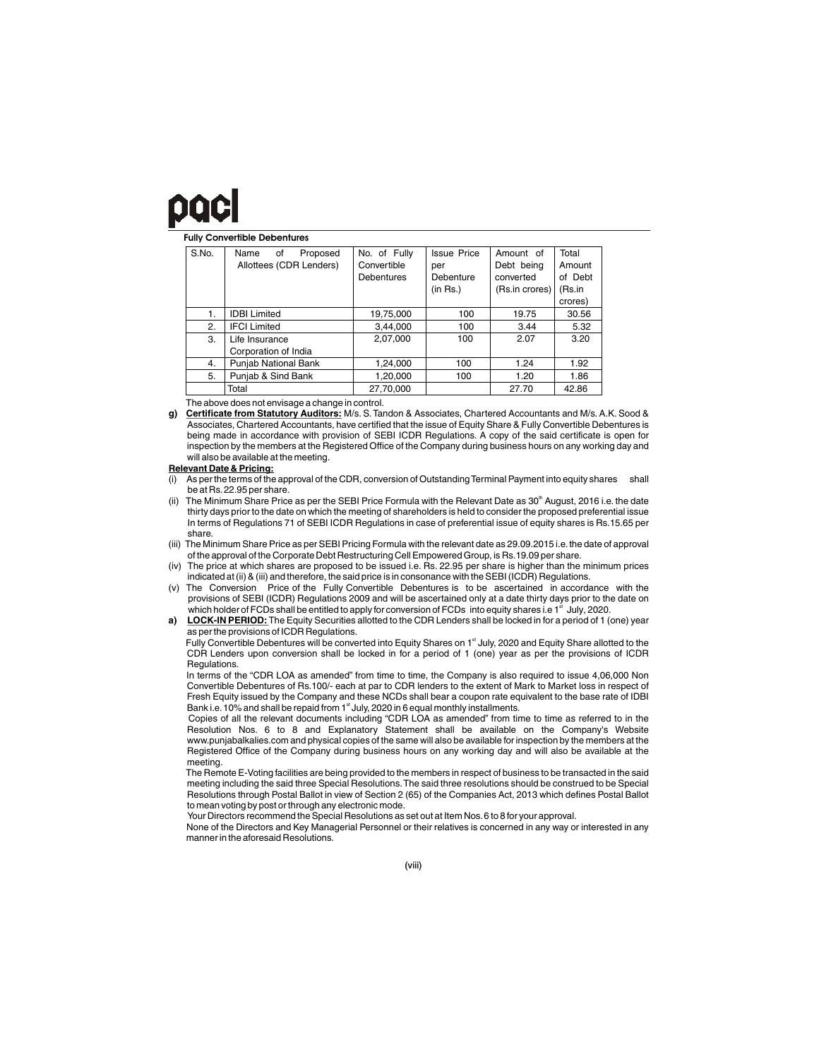**Fully Convertible Debentures**

| S.No. | Name of Proposed Allottees (CDR Lenders) | No. of Fully Convertible Debentures | Issue Price per Debenture (in Rs.) | Amount of Debt being converted (Rs.in crores) | Total Amount of Debt (Rs.in crores) |
|---|---|---|---|---|---|
| 1. | IDBI Limited | 19,75,000 | 100 | 19.75 | 30.56 |
| 2. | IFCI Limited | 3,44,000 | 100 | 3.44 | 5.32 |
| 3. | Life Insurance Corporation of India | 2,07,000 | 100 | 2.07 | 3.20 |
| 4. | Punjab National Bank | 1,24,000 | 100 | 1.24 | 1.92 |
| 5. | Punjab & Sind Bank | 1,20,000 | 100 | 1.20 | 1.86 |
| | Total | 27,70,000 | | 27.70 | 42.86 |

The above does not envisage a change in control.

**g)** **Certificate from Statutory Auditors:** M/s. S. Tandon & Associates, Chartered Accountants and M/s. A.K. Sood & Associates, Chartered Accountants, have certified that the issue of Equity Share & Fully Convertible Debentures is being made in accordance with provision of SEBI ICDR Regulations. A copy of the said certificate is open for inspection by the members at the Registered Office of the Company during business hours on any working day and will also be available at the meeting.

**Relevant Date & Pricing:**

(i) As per the terms of the approval of the CDR, conversion of Outstanding Terminal Payment into equity shares shall be at Rs. 22.95 per share.

(ii) The Minimum Share Price as per the SEBI Price Formula with the Relevant Date as 30th August, 2016 i.e. the date thirty days prior to the date on which the meeting of shareholders is held to consider the proposed preferential issue In terms of Regulations 71 of SEBI ICDR Regulations in case of preferential issue of equity shares is Rs.15.65 per share.

(iii) The Minimum Share Price as per SEBI Pricing Formula with the relevant date as 29.09.2015 i.e. the date of approval of the approval of the Corporate Debt Restructuring Cell Empowered Group, is Rs.19.09 per share.

(iv) The price at which shares are proposed to be issued i.e. Rs. 22.95 per share is higher than the minimum prices indicated at (ii) & (iii) and therefore, the said price is in consonance with the SEBI (ICDR) Regulations.

(v) The Conversion Price of the Fully Convertible Debentures is to be ascertained in accordance with the provisions of SEBI (ICDR) Regulations 2009 and will be ascertained only at a date thirty days prior to the date on which holder of FCDs shall be entitled to apply for conversion of FCDs into equity shares i.e 1st July, 2020.

**a)** **LOCK-IN PERIOD:** The Equity Securities allotted to the CDR Lenders shall be locked in for a period of 1 (one) year as per the provisions of ICDR Regulations.

Fully Convertible Debentures will be converted into Equity Shares on 1st July, 2020 and Equity Share allotted to the CDR Lenders upon conversion shall be locked in for a period of 1 (one) year as per the provisions of ICDR Regulations.

In terms of the "CDR LOA as amended" from time to time, the Company is also required to issue 4,06,000 Non Convertible Debentures of Rs.100/- each at par to CDR lenders to the extent of Mark to Market loss in respect of Fresh Equity issued by the Company and these NCDs shall bear a coupon rate equivalent to the base rate of IDBI Bank i.e. 10% and shall be repaid from 1st July, 2020 in 6 equal monthly installments.

Copies of all the relevant documents including "CDR LOA as amended" from time to time as referred to in the Resolution Nos. 6 to 8 and Explanatory Statement shall be available on the Company's Website www.punjabalkalies.com and physical copies of the same will also be available for inspection by the members at the Registered Office of the Company during business hours on any working day and will also be available at the meeting.

The Remote E-Voting facilities are being provided to the members in respect of business to be transacted in the said meeting including the said three Special Resolutions. The said three resolutions should be construed to be Special Resolutions through Postal Ballot in view of Section 2 (65) of the Companies Act, 2013 which defines Postal Ballot to mean voting by post or through any electronic mode.

Your Directors recommend the Special Resolutions as set out at Item Nos. 6 to 8 for your approval.

None of the Directors and Key Managerial Personnel or their relatives is concerned in any way or interested in any manner in the aforesaid Resolutions.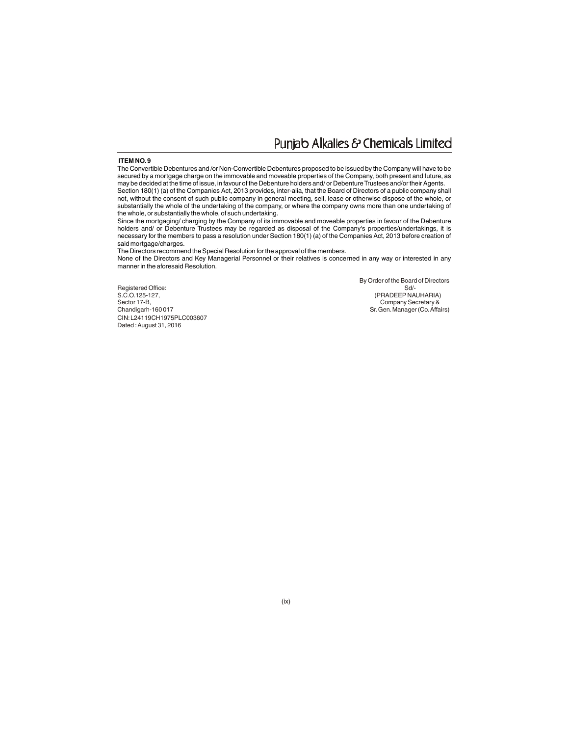**ITEM NO. 9**

The Convertible Debentures and /or Non-Convertible Debentures proposed to be issued by the Company will have to be secured by a mortgage charge on the immovable and moveable properties of the Company, both present and future, as may be decided at the time of issue, in favour of the Debenture holders and/ or Debenture Trustees and/or their Agents.

Section 180(1) (a) of the Companies Act, 2013 provides, inter-alia, that the Board of Directors of a public company shall not, without the consent of such public company in general meeting, sell, lease or otherwise dispose of the whole, or substantially the whole of the undertaking of the company, or where the company owns more than one undertaking of the whole, or substantially the whole, of such undertaking.

Since the mortgaging/ charging by the Company of its immovable and moveable properties in favour of the Debenture holders and/ or Debenture Trustees may be regarded as disposal of the Company's properties/undertakings, it is necessary for the members to pass a resolution under Section 180(1) (a) of the Companies Act, 2013 before creation of said mortgage/charges.

The Directors recommend the Special Resolution for the approval of the members.

None of the Directors and Key Managerial Personnel or their relatives is concerned in any way or interested in any manner in the aforesaid Resolution.

By Order of the Board of Directors
Sd/-
(PRADEEP NAUHARIA)
Company Secretary &
Sr. Gen. Manager (Co. Affairs)

Registered Office:
S.C.O.125-127,
Sector 17-B,
Chandigarh-160 017
CIN: L24119CH1975PLC003607
Dated : August 31, 2016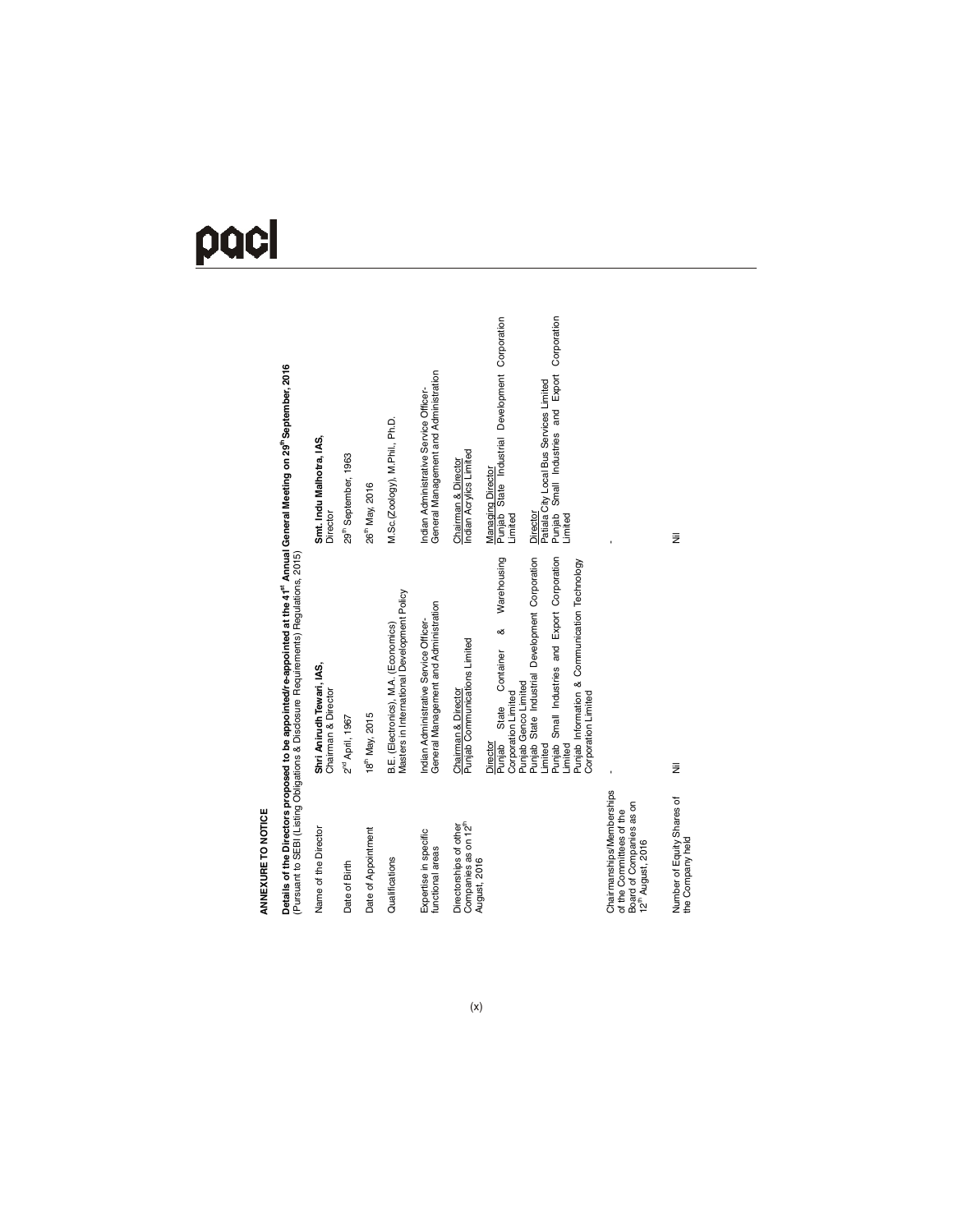## ANNEXURE TO NOTICE

**Details of the Directors proposed to be appointed/re-appointed at the 41st Annual General Meeting on 29th September, 2016**
(Pursuant to SEBI (Listing Obligations & Disclosure Requirements) Regulations, 2015)

| Name of the Director | **Shri Anirudh Tewari, IAS,** Chairman & Director | **Smt. Indu Malhotra, IAS,** Director |
|---|---|---|
| Date of Birth | 2nd April, 1967 | 29th September, 1963 |
| Date of Appointment | 18th May, 2015 | 26th May, 2016 |
| Qualifications | B.E. (Electronics), M.A. (Economics) Masters in International Development Policy | M.Sc.(Zoology), M.Phil., Ph.D. |
| Expertise in specific functional areas | Indian Administrative Service Officer- General Management and Administration | Indian Administrative Service Officer- General Management and Administration |
| Directorships of other Companies as on 12th August, 2016 | Chairman & Director<br>Punjab Communications Limited<br><br>Director<br>Punjab State Container & Warehousing Corporation Limited<br>Punjab Genco Limited<br>Punjab State Industrial Development Corporation Limited<br>Punjab Small Industries and Export Corporation Limited<br>Punjab Information & Communication Technology Corporation Limited | Chairman & Director<br>Indian Acrylics Limited<br><br>Managing Director<br>Punjab State Industrial Development Corporation Limited<br><br>Director<br>Patiala City Local Bus Services Limited<br>Punjab Small Industries and Export Corporation Limited |
| Chairmanships/Memberships of the Committees of the Board of Companies as on 12th August, 2016 | - | - |
| Number of Equity Shares of the Company held | Nil | Nil |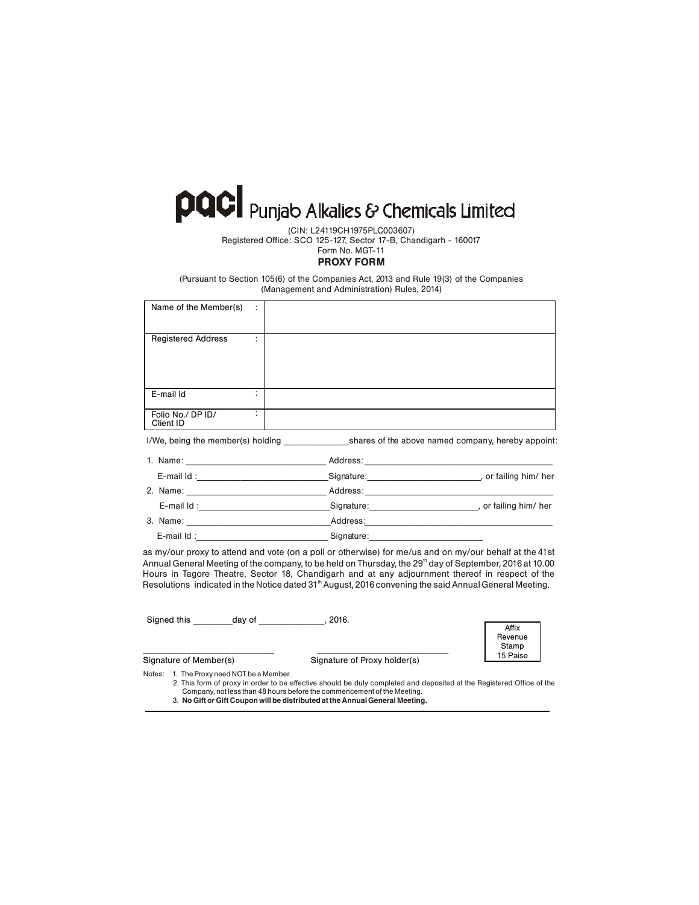# pacl Punjab Alkalies & Chemicals Limited

(CIN: L24119CH1975PLC003607)
Registered Office: SCO 125-127, Sector 17-B, Chandigarh - 160017
Form No. MGT-11

**PROXY FORM**

(Pursuant to Section 105(6) of the Companies Act, 2013 and Rule 19(3) of the Companies (Management and Administration) Rules, 2014)

| | |
|---|---|
| Name of the Member(s) : | |
| Registered Address : | |
| E-mail Id : | |
| Folio No./ DP ID/ Client ID : | |

I/We, being the member(s) holding _____________shares of the above named company, hereby appoint:

1. Name: ____________________________ Address: ______________________________________
   E-mail Id :___________________________Signature:______________________, or failing him/ her
2. Name: ____________________________ Address: ______________________________________
   E-mail Id :___________________________Signature:______________________, or failing him/ her
3. Name: ____________________________Address:_______________________________________
   E-mail Id :___________________________ Signature:______________________

as my/our proxy to attend and vote (on a poll or otherwise) for me/us and on my/our behalf at the 41st Annual General Meeting of the company, to be held on Thursday, the 29th day of September, 2016 at 10.00 Hours in Tagore Theatre, Sector 18, Chandigarh and at any adjournment thereof in respect of the Resolutions indicated in the Notice dated 31st August, 2016 convening the said Annual General Meeting.

Signed this ________day of _____________, 2016.

Affix Revenue Stamp 15 Paise

___________________________ ___________________________

Signature of Member(s) Signature of Proxy holder(s)

Notes:
1. The Proxy need NOT be a Member.
2. This form of proxy in order to be effective should be duly completed and deposited at the Registered Office of the Company, not less than 48 hours before the commencement of the Meeting.
3. **No Gift or Gift Coupon will be distributed at the Annual General Meeting.**